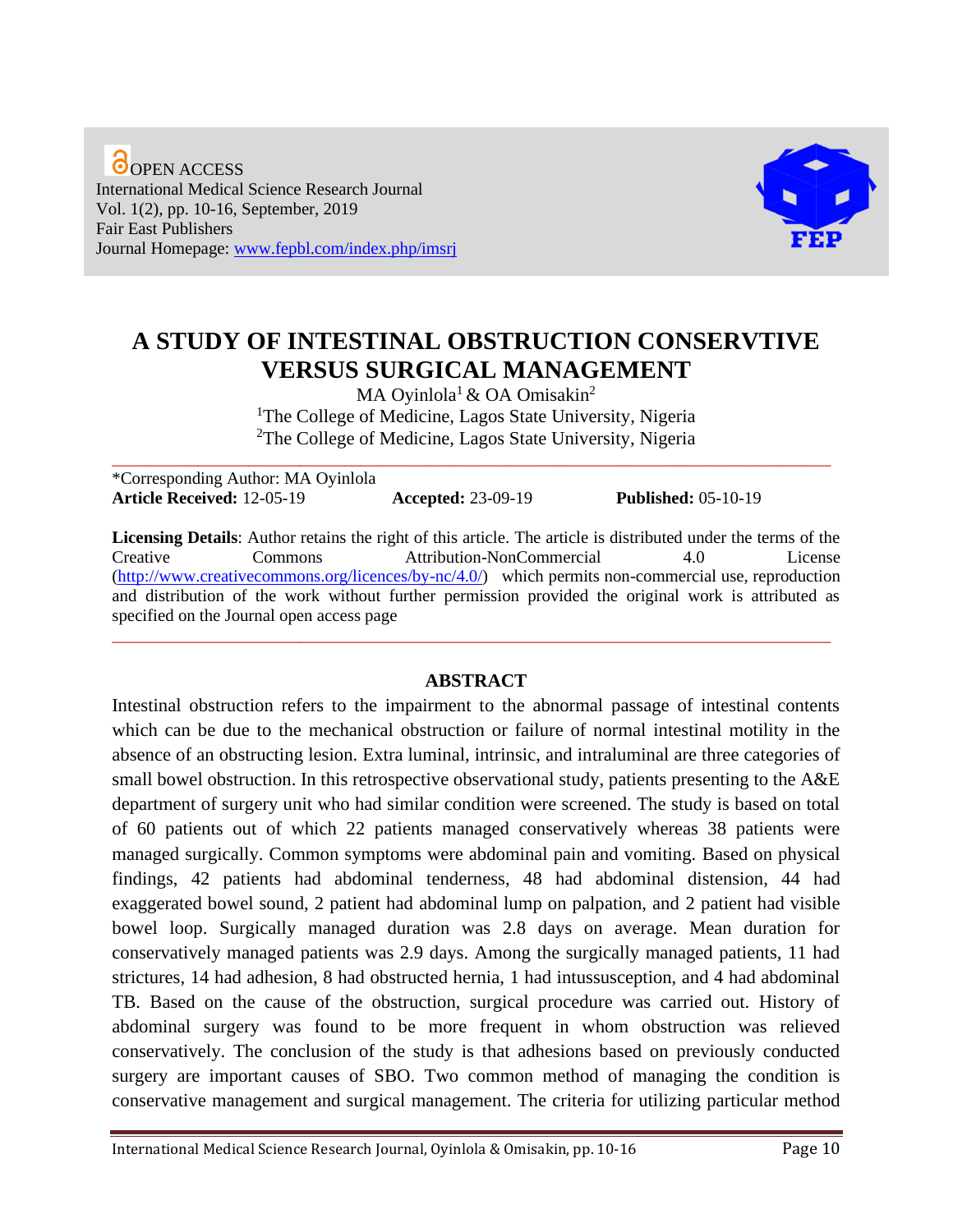OPEN ACCESS
International Medical Science Research Journal
Vol. 1(2), pp. 10-16, September, 2019
Fair East Publishers
Journal Homepage: www.fepbl.com/index.php/imsrj

# A STUDY OF INTESTINAL OBSTRUCTION CONSERVTIVE VERSUS SURGICAL MANAGEMENT

MA Oyinlola[1] & OA Omisakin[2]

[1]The College of Medicine, Lagos State University, Nigeria
[2]The College of Medicine, Lagos State University, Nigeria

*Corresponding Author: MA Oyinlola
**Article Received:** 12-05-19 **Accepted:** 23-09-19 **Published:** 05-10-19

**Licensing Details**: Author retains the right of this article. The article is distributed under the terms of the Creative Commons Attribution-NonCommercial 4.0 License (http://www.creativecommons.org/licences/by-nc/4.0/) which permits non-commercial use, reproduction and distribution of the work without further permission provided the original work is attributed as specified on the Journal open access page

## ABSTRACT

Intestinal obstruction refers to the impairment to the abnormal passage of intestinal contents which can be due to the mechanical obstruction or failure of normal intestinal motility in the absence of an obstructing lesion. Extra luminal, intrinsic, and intraluminal are three categories of small bowel obstruction. In this retrospective observational study, patients presenting to the A&E department of surgery unit who had similar condition were screened. The study is based on total of 60 patients out of which 22 patients managed conservatively whereas 38 patients were managed surgically. Common symptoms were abdominal pain and vomiting. Based on physical findings, 42 patients had abdominal tenderness, 48 had abdominal distension, 44 had exaggerated bowel sound, 2 patient had abdominal lump on palpation, and 2 patient had visible bowel loop. Surgically managed duration was 2.8 days on average. Mean duration for conservatively managed patients was 2.9 days. Among the surgically managed patients, 11 had strictures, 14 had adhesion, 8 had obstructed hernia, 1 had intussusception, and 4 had abdominal TB. Based on the cause of the obstruction, surgical procedure was carried out. History of abdominal surgery was found to be more frequent in whom obstruction was relieved conservatively. The conclusion of the study is that adhesions based on previously conducted surgery are important causes of SBO. Two common method of managing the condition is conservative management and surgical management. The criteria for utilizing particular method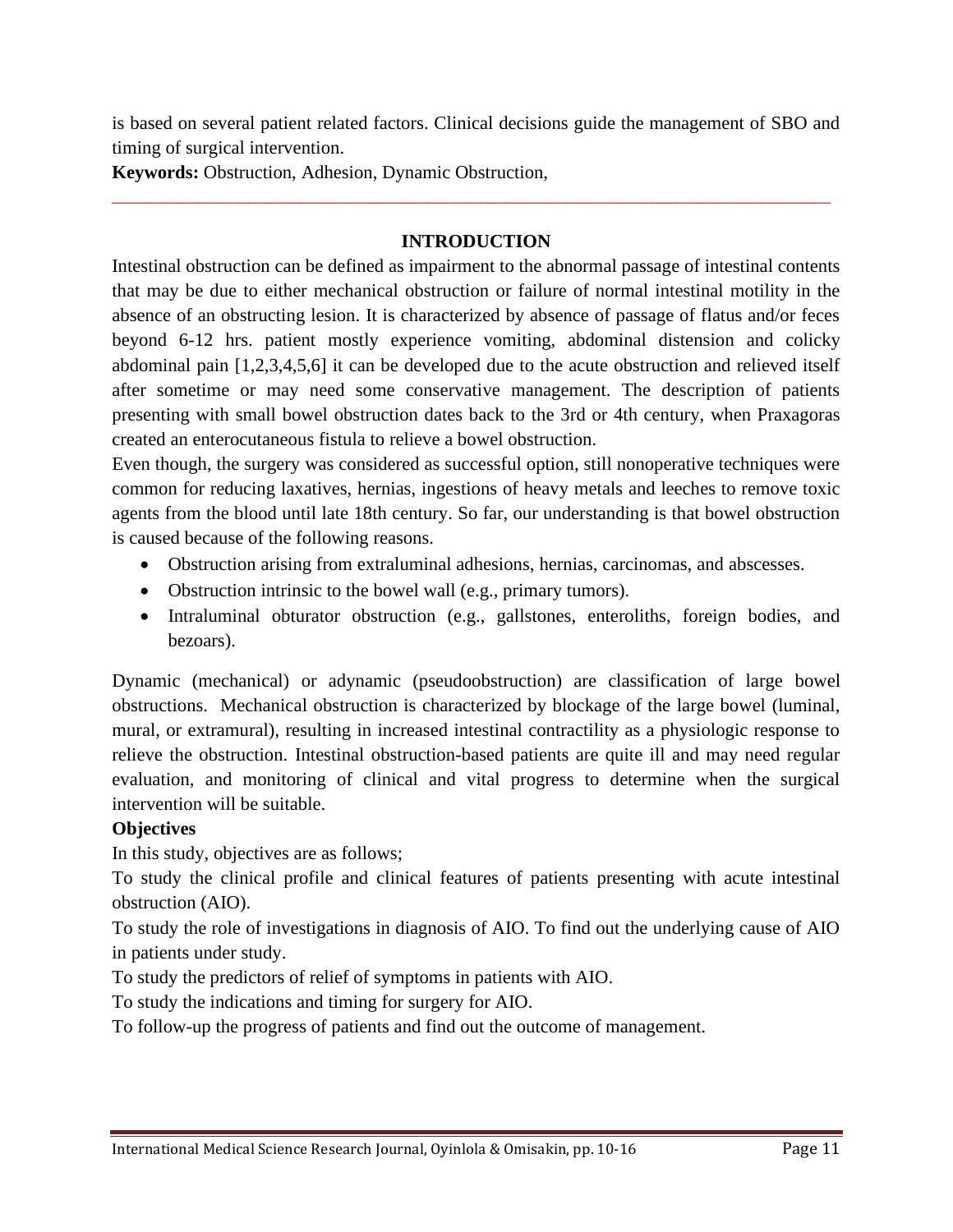is based on several patient related factors. Clinical decisions guide the management of SBO and timing of surgical intervention.

**Keywords:** Obstruction, Adhesion, Dynamic Obstruction,

---

## INTRODUCTION

Intestinal obstruction can be defined as impairment to the abnormal passage of intestinal contents that may be due to either mechanical obstruction or failure of normal intestinal motility in the absence of an obstructing lesion. It is characterized by absence of passage of flatus and/or feces beyond 6-12 hrs. patient mostly experience vomiting, abdominal distension and colicky abdominal pain [1,2,3,4,5,6] it can be developed due to the acute obstruction and relieved itself after sometime or may need some conservative management. The description of patients presenting with small bowel obstruction dates back to the 3rd or 4th century, when Praxagoras created an enterocutaneous fistula to relieve a bowel obstruction.

Even though, the surgery was considered as successful option, still nonoperative techniques were common for reducing laxatives, hernias, ingestions of heavy metals and leeches to remove toxic agents from the blood until late 18th century. So far, our understanding is that bowel obstruction is caused because of the following reasons.

- Obstruction arising from extraluminal adhesions, hernias, carcinomas, and abscesses.
- Obstruction intrinsic to the bowel wall (e.g., primary tumors).
- Intraluminal obturator obstruction (e.g., gallstones, enteroliths, foreign bodies, and bezoars).

Dynamic (mechanical) or adynamic (pseudoobstruction) are classification of large bowel obstructions. Mechanical obstruction is characterized by blockage of the large bowel (luminal, mural, or extramural), resulting in increased intestinal contractility as a physiologic response to relieve the obstruction. Intestinal obstruction-based patients are quite ill and may need regular evaluation, and monitoring of clinical and vital progress to determine when the surgical intervention will be suitable.

**Objectives**

In this study, objectives are as follows;

To study the clinical profile and clinical features of patients presenting with acute intestinal obstruction (AIO).

To study the role of investigations in diagnosis of AIO. To find out the underlying cause of AIO in patients under study.

To study the predictors of relief of symptoms in patients with AIO.

To study the indications and timing for surgery for AIO.

To follow-up the progress of patients and find out the outcome of management.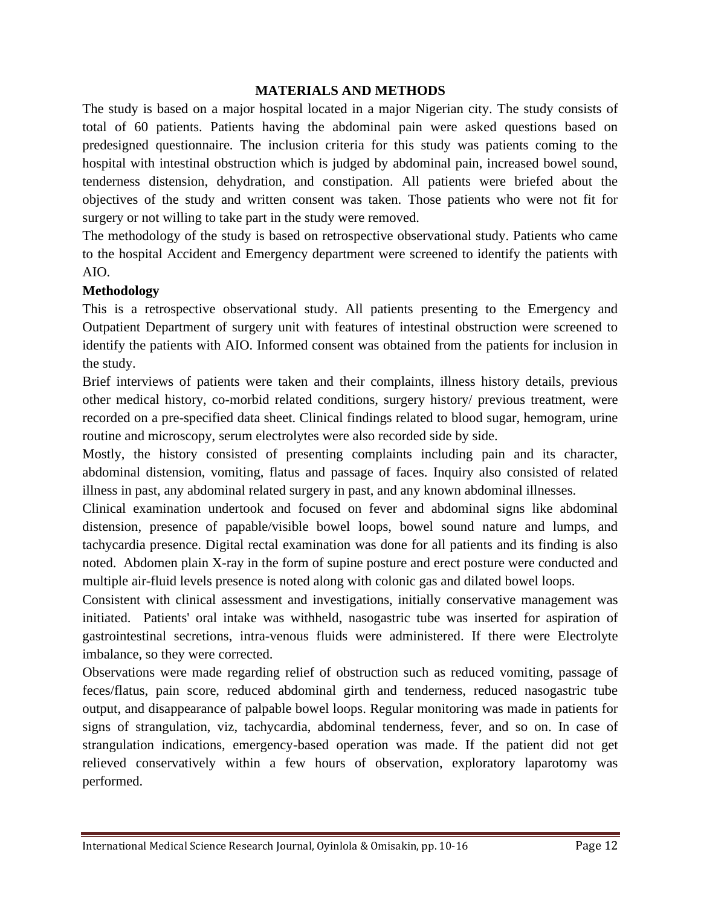## MATERIALS AND METHODS

The study is based on a major hospital located in a major Nigerian city. The study consists of total of 60 patients. Patients having the abdominal pain were asked questions based on predesigned questionnaire. The inclusion criteria for this study was patients coming to the hospital with intestinal obstruction which is judged by abdominal pain, increased bowel sound, tenderness distension, dehydration, and constipation. All patients were briefed about the objectives of the study and written consent was taken. Those patients who were not fit for surgery or not willing to take part in the study were removed.

The methodology of the study is based on retrospective observational study. Patients who came to the hospital Accident and Emergency department were screened to identify the patients with AIO.

### Methodology

This is a retrospective observational study. All patients presenting to the Emergency and Outpatient Department of surgery unit with features of intestinal obstruction were screened to identify the patients with AIO. Informed consent was obtained from the patients for inclusion in the study.

Brief interviews of patients were taken and their complaints, illness history details, previous other medical history, co-morbid related conditions, surgery history/ previous treatment, were recorded on a pre-specified data sheet. Clinical findings related to blood sugar, hemogram, urine routine and microscopy, serum electrolytes were also recorded side by side.

Mostly, the history consisted of presenting complaints including pain and its character, abdominal distension, vomiting, flatus and passage of faces. Inquiry also consisted of related illness in past, any abdominal related surgery in past, and any known abdominal illnesses.

Clinical examination undertook and focused on fever and abdominal signs like abdominal distension, presence of papable/visible bowel loops, bowel sound nature and lumps, and tachycardia presence. Digital rectal examination was done for all patients and its finding is also noted. Abdomen plain X-ray in the form of supine posture and erect posture were conducted and multiple air-fluid levels presence is noted along with colonic gas and dilated bowel loops.

Consistent with clinical assessment and investigations, initially conservative management was initiated. Patients' oral intake was withheld, nasogastric tube was inserted for aspiration of gastrointestinal secretions, intra-venous fluids were administered. If there were Electrolyte imbalance, so they were corrected.

Observations were made regarding relief of obstruction such as reduced vomiting, passage of feces/flatus, pain score, reduced abdominal girth and tenderness, reduced nasogastric tube output, and disappearance of palpable bowel loops. Regular monitoring was made in patients for signs of strangulation, viz, tachycardia, abdominal tenderness, fever, and so on. In case of strangulation indications, emergency-based operation was made. If the patient did not get relieved conservatively within a few hours of observation, exploratory laparotomy was performed.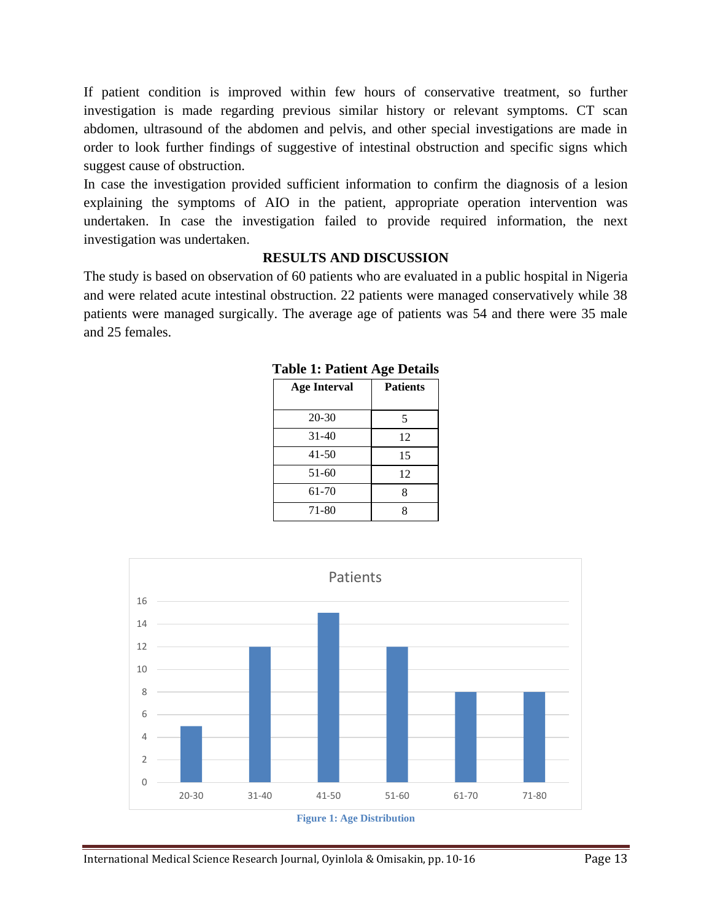If patient condition is improved within few hours of conservative treatment, so further investigation is made regarding previous similar history or relevant symptoms. CT scan abdomen, ultrasound of the abdomen and pelvis, and other special investigations are made in order to look further findings of suggestive of intestinal obstruction and specific signs which suggest cause of obstruction.

In case the investigation provided sufficient information to confirm the diagnosis of a lesion explaining the symptoms of AIO in the patient, appropriate operation intervention was undertaken. In case the investigation failed to provide required information, the next investigation was undertaken.

## RESULTS AND DISCUSSION

The study is based on observation of 60 patients who are evaluated in a public hospital in Nigeria and were related acute intestinal obstruction. 22 patients were managed conservatively while 38 patients were managed surgically. The average age of patients was 54 and there were 35 male and 25 females.

**Table 1: Patient Age Details**

| Age Interval | Patients |
|---|---|
| 20-30 | 5 |
| 31-40 | 12 |
| 41-50 | 15 |
| 51-60 | 12 |
| 61-70 | 8 |
| 71-80 | 8 |

**Figure 1: Age Distribution**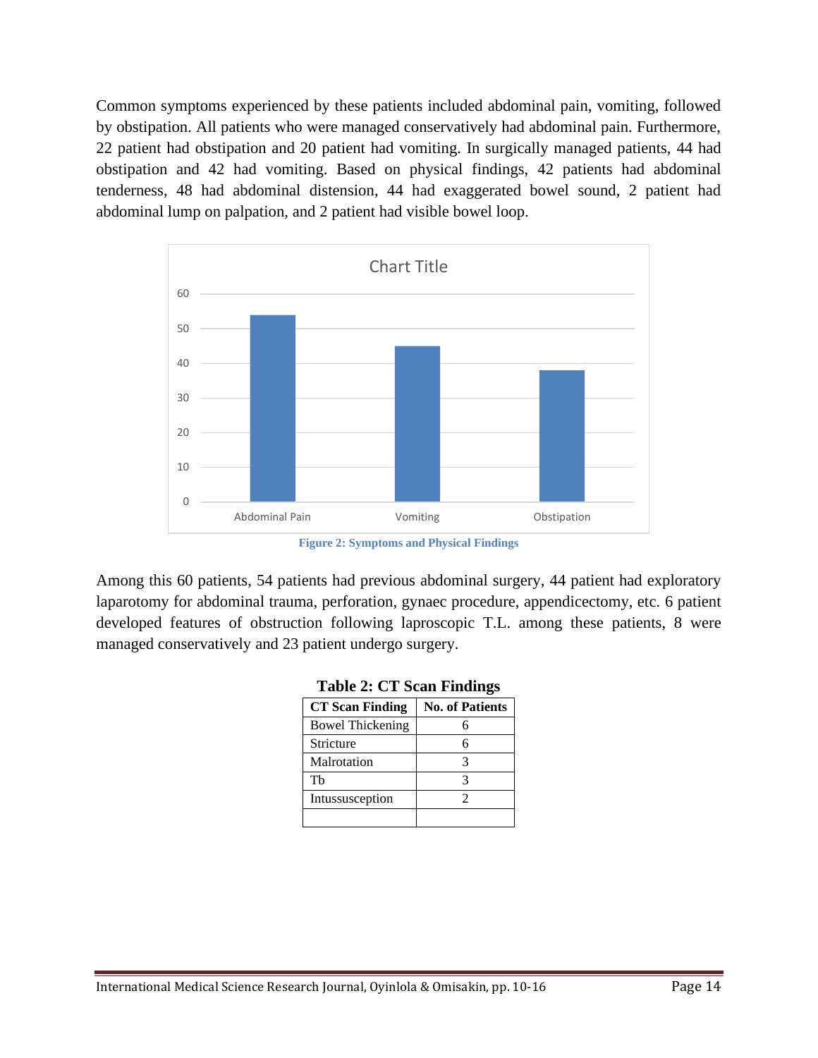Common symptoms experienced by these patients included abdominal pain, vomiting, followed by obstipation. All patients who were managed conservatively had abdominal pain. Furthermore, 22 patient had obstipation and 20 patient had vomiting. In surgically managed patients, 44 had obstipation and 42 had vomiting. Based on physical findings, 42 patients had abdominal tenderness, 48 had abdominal distension, 44 had exaggerated bowel sound, 2 patient had abdominal lump on palpation, and 2 patient had visible bowel loop.

**Figure 2: Symptoms and Physical Findings**

Among this 60 patients, 54 patients had previous abdominal surgery, 44 patient had exploratory laparotomy for abdominal trauma, perforation, gynaec procedure, appendicectomy, etc. 6 patient developed features of obstruction following laproscopic T.L. among these patients, 8 were managed conservatively and 23 patient undergo surgery.

**Table 2: CT Scan Findings**

| CT Scan Finding | No. of Patients |
|---|---|
| Bowel Thickening | 6 |
| Stricture | 6 |
| Malrotation | 3 |
| Tb | 3 |
| Intussusception | 2 |
| | |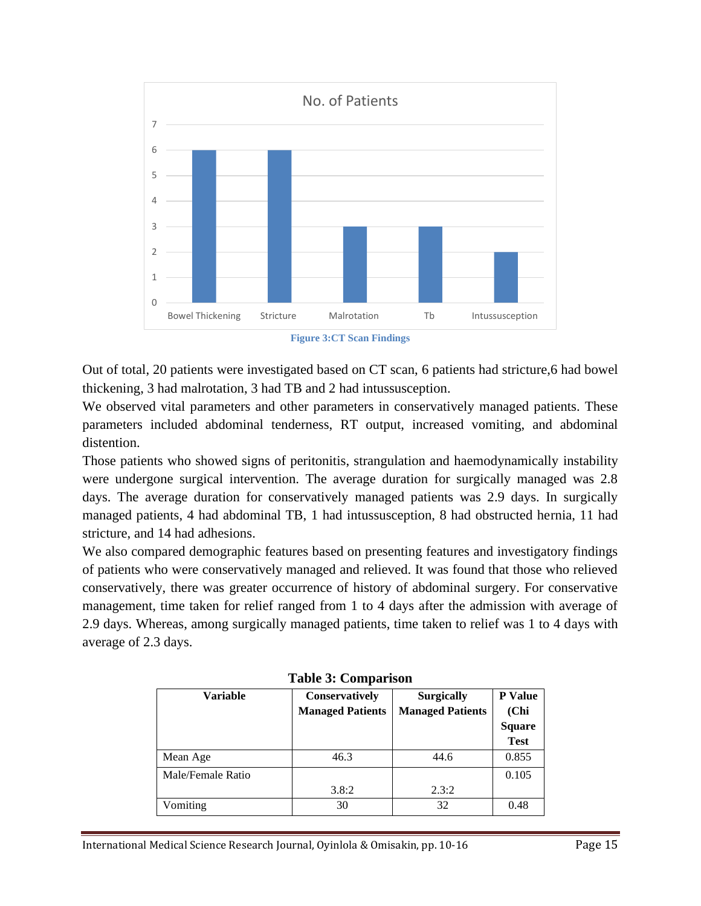Figure 3:CT Scan Findings

Out of total, 20 patients were investigated based on CT scan, 6 patients had stricture,6 had bowel thickening, 3 had malrotation, 3 had TB and 2 had intussusception.

We observed vital parameters and other parameters in conservatively managed patients. These parameters included abdominal tenderness, RT output, increased vomiting, and abdominal distention.

Those patients who showed signs of peritonitis, strangulation and haemodynamically instability were undergone surgical intervention. The average duration for surgically managed was 2.8 days. The average duration for conservatively managed patients was 2.9 days. In surgically managed patients, 4 had abdominal TB, 1 had intussusception, 8 had obstructed hernia, 11 had stricture, and 14 had adhesions.

We also compared demographic features based on presenting features and investigatory findings of patients who were conservatively managed and relieved. It was found that those who relieved conservatively, there was greater occurrence of history of abdominal surgery. For conservative management, time taken for relief ranged from 1 to 4 days after the admission with average of 2.9 days. Whereas, among surgically managed patients, time taken to relief was 1 to 4 days with average of 2.3 days.

**Table 3: Comparison**

| Variable | Conservatively Managed Patients | Surgically Managed Patients | P Value (Chi Square Test |
|---|---|---|---|
| Mean Age | 46.3 | 44.6 | 0.855 |
| Male/Female Ratio | 3.8:2 | 2.3:2 | 0.105 |
| Vomiting | 30 | 32 | 0.48 |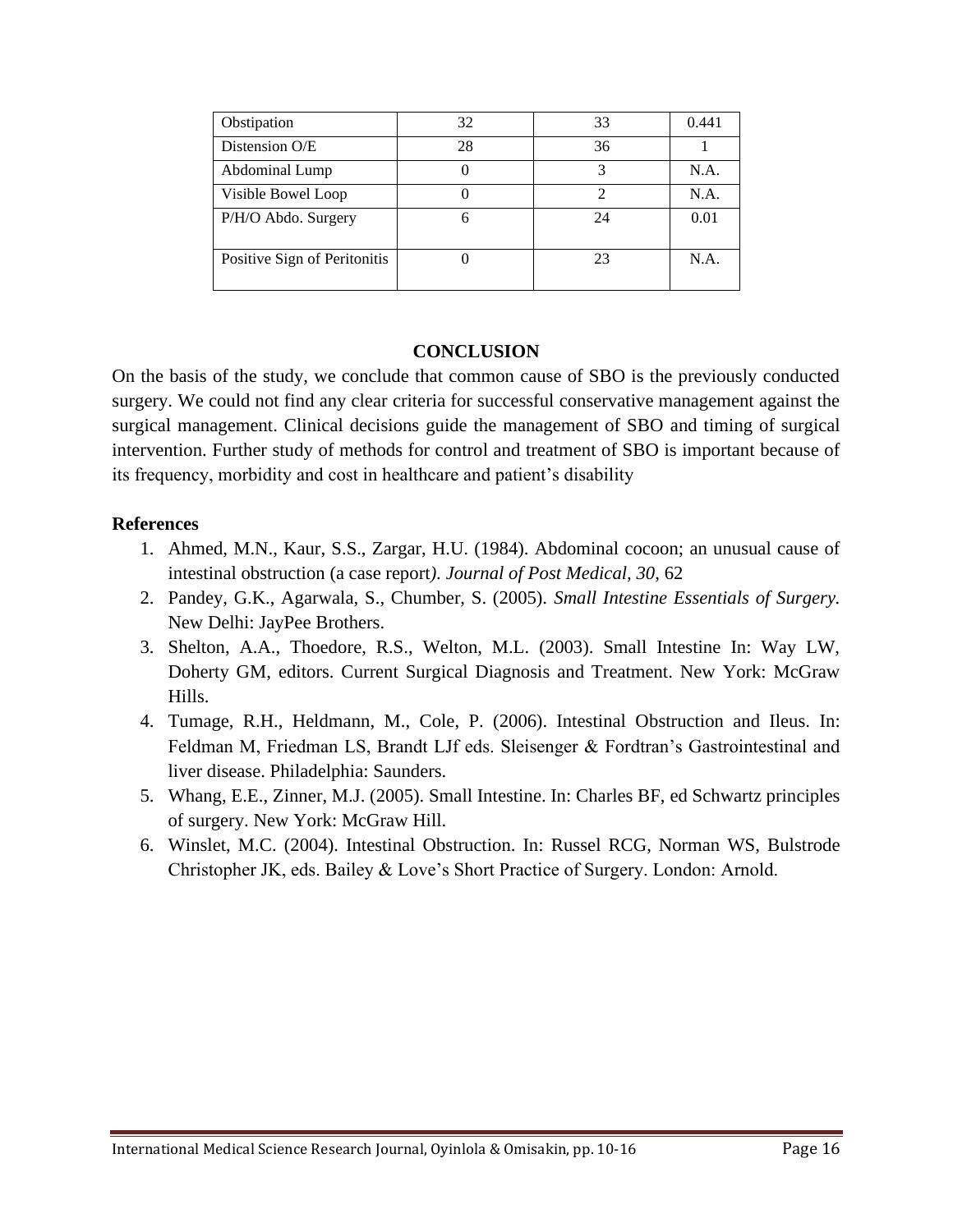| | | | |
|---|---|---|---|
| Obstipation | 32 | 33 | 0.441 |
| Distension O/E | 28 | 36 | 1 |
| Abdominal Lump | 0 | 3 | N.A. |
| Visible Bowel Loop | 0 | 2 | N.A. |
| P/H/O Abdo. Surgery | 6 | 24 | 0.01 |
| Positive Sign of Peritonitis | 0 | 23 | N.A. |

## CONCLUSION

On the basis of the study, we conclude that common cause of SBO is the previously conducted surgery. We could not find any clear criteria for successful conservative management against the surgical management. Clinical decisions guide the management of SBO and timing of surgical intervention. Further study of methods for control and treatment of SBO is important because of its frequency, morbidity and cost in healthcare and patient's disability

## References

1. Ahmed, M.N., Kaur, S.S., Zargar, H.U. (1984). Abdominal cocoon; an unusual cause of intestinal obstruction (a case report*). Journal of Post Medical, 30*, 62
2. Pandey, G.K., Agarwala, S., Chumber, S. (2005). *Small Intestine Essentials of Surgery.* New Delhi: JayPee Brothers.
3. Shelton, A.A., Thoedore, R.S., Welton, M.L. (2003). Small Intestine In: Way LW, Doherty GM, editors. Current Surgical Diagnosis and Treatment. New York: McGraw Hills.
4. Tumage, R.H., Heldmann, M., Cole, P. (2006). Intestinal Obstruction and Ileus. In: Feldman M, Friedman LS, Brandt LJf eds. Sleisenger & Fordtran's Gastrointestinal and liver disease. Philadelphia: Saunders.
5. Whang, E.E., Zinner, M.J. (2005). Small Intestine. In: Charles BF, ed Schwartz principles of surgery. New York: McGraw Hill.
6. Winslet, M.C. (2004). Intestinal Obstruction. In: Russel RCG, Norman WS, Bulstrode Christopher JK, eds. Bailey & Love's Short Practice of Surgery. London: Arnold.